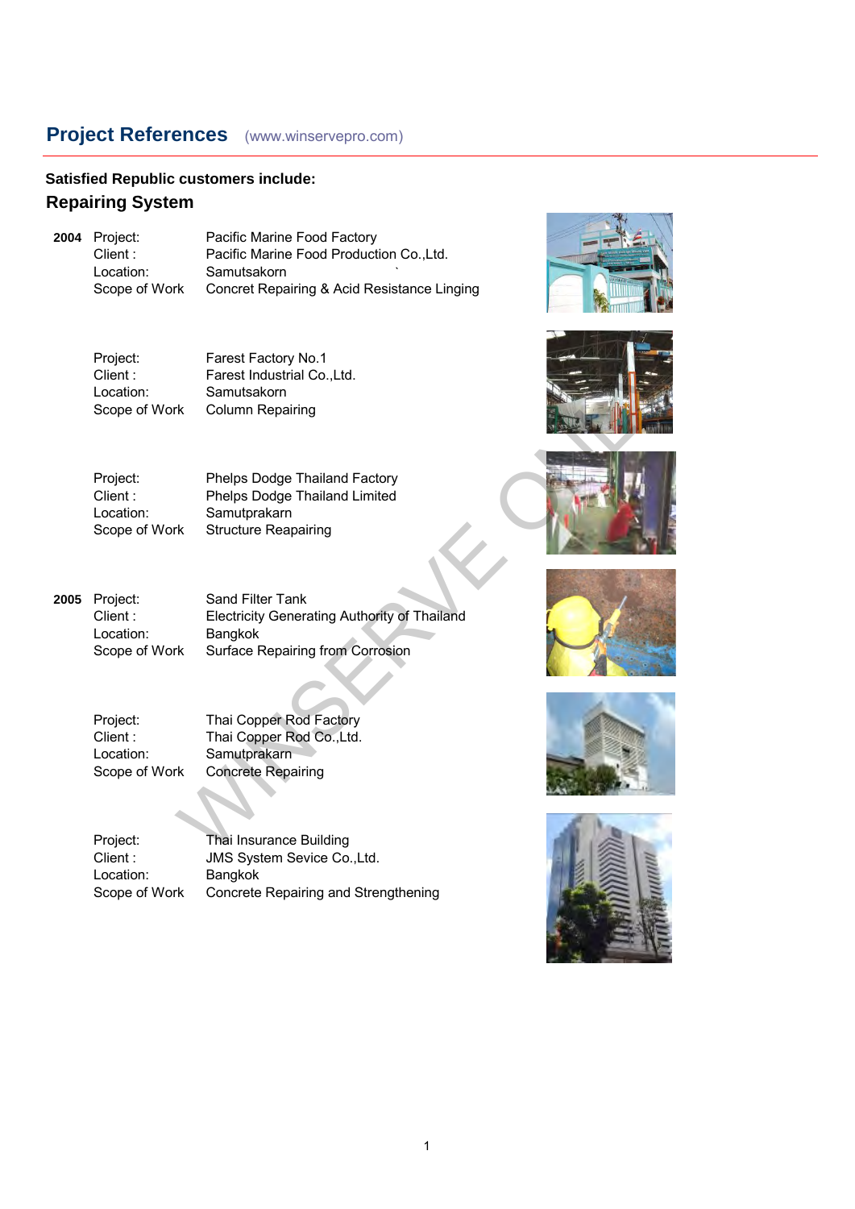# Project References (www.winservepro.com)

**Satisfied Republic customers include:**

## Repairing System

| Year | | |
|---|---|---|
| **2004** | Project: | Pacific Marine Food Factory |
| | Client : | Pacific Marine Food Production Co.,Ltd. |
| | Location: | Samutsakorn |
| | Scope of Work | Concret Repairing & Acid Resistance Linging |
| | Project: | Farest Factory No.1 |
| | Client : | Farest Industrial Co.,Ltd. |
| | Location: | Samutsakorn |
| | Scope of Work | Column Repairing |
| | Project: | Phelps Dodge Thailand Factory |
| | Client : | Phelps Dodge Thailand Limited |
| | Location: | Samutprakarn |
| | Scope of Work | Structure Reapairing |
| **2005** | Project: | Sand Filter Tank |
| | Client : | Electricity Generating Authority of Thailand |
| | Location: | Bangkok |
| | Scope of Work | Surface Repairing from Corrosion |
| | Project: | Thai Copper Rod Factory |
| | Client : | Thai Copper Rod Co.,Ltd. |
| | Location: | Samutprakarn |
| | Scope of Work | Concrete Repairing |
| | Project: | Thai Insurance Building |
| | Client : | JMS System Sevice Co.,Ltd. |
| | Location: | Bangkok |
| | Scope of Work | Concrete Repairing and Strengthening |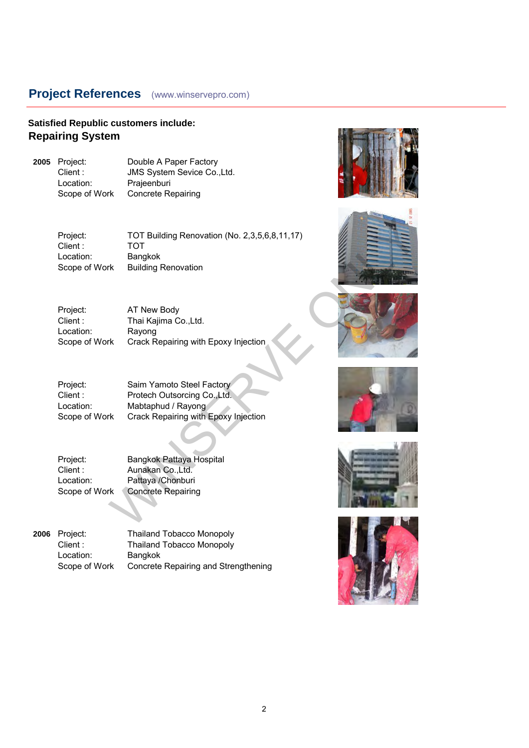# Project References (www.winservepro.com)

**Satisfied Republic customers include:**

## Repairing System

**2005**

| | | |
|---|---|---|
| | Project: | Double A Paper Factory |
| | Client : | JMS System Sevice Co.,Ltd. |
| | Location: | Prajeenburi |
| | Scope of Work | Concrete Repairing |

| | |
|---|---|
| Project: | TOT Building Renovation (No. 2,3,5,6,8,11,17) |
| Client : | TOT |
| Location: | Bangkok |
| Scope of Work | Building Renovation |

| | |
|---|---|
| Project: | AT New Body |
| Client : | Thai Kajima Co.,Ltd. |
| Location: | Rayong |
| Scope of Work | Crack Repairing with Epoxy Injection |

| | |
|---|---|
| Project: | Saim Yamoto Steel Factory |
| Client : | Protech Outsorcing Co.,Ltd. |
| Location: | Mabtaphud / Rayong |
| Scope of Work | Crack Repairing with Epoxy Injection |

| | |
|---|---|
| Project: | Bangkok Pattaya Hospital |
| Client : | Aunakan Co.,Ltd. |
| Location: | Pattaya /Chonburi |
| Scope of Work | Concrete Repairing |

**2006**

| | |
|---|---|
| Project: | Thailand Tobacco Monopoly |
| Client : | Thailand Tobacco Monopoly |
| Location: | Bangkok |
| Scope of Work | Concrete Repairing and Strengthening |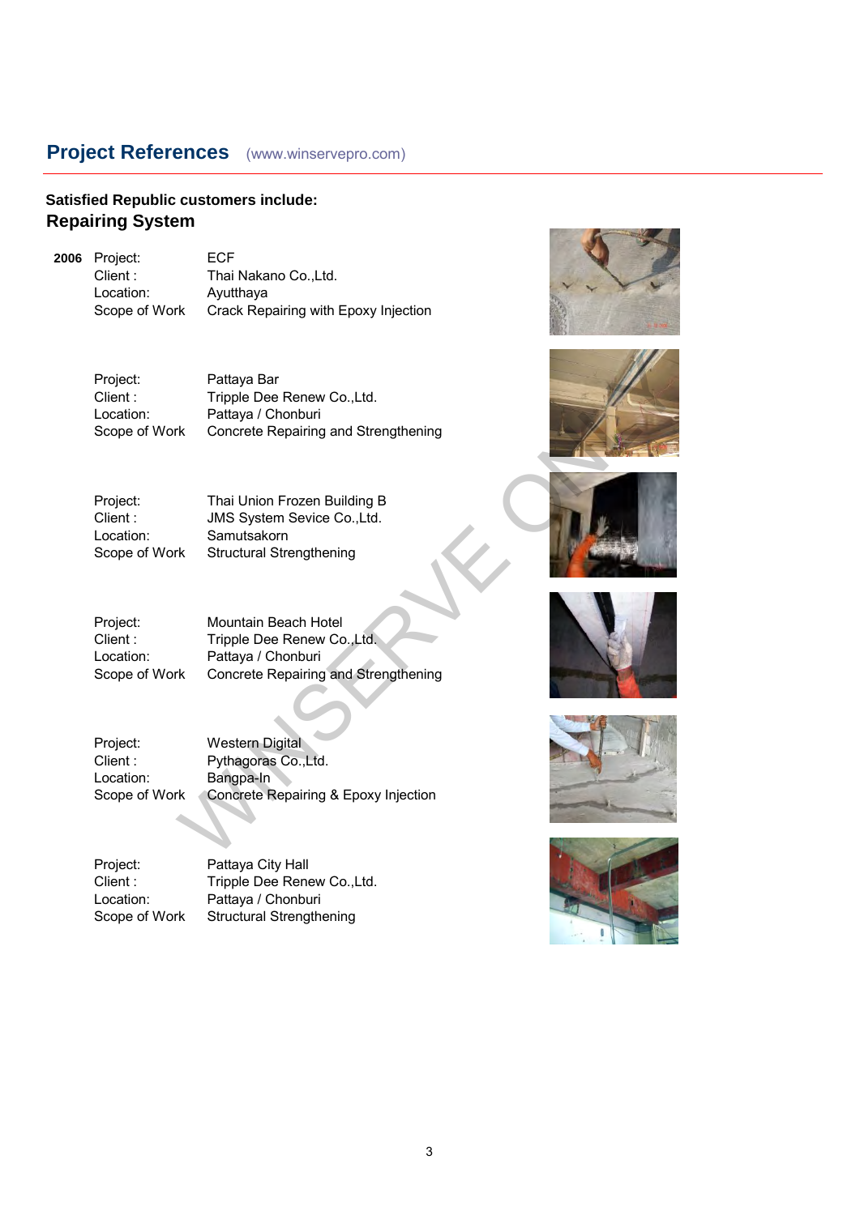## Project References (www.winservepro.com)

**Satisfied Republic customers include:**

### Repairing System

| Year | | |
|---|---|---|
| **2006** | Project: | ECF |
| | Client : | Thai Nakano Co.,Ltd. |
| | Location: | Ayutthaya |
| | Scope of Work | Crack Repairing with Epoxy Injection |
| | | |
| | Project: | Pattaya Bar |
| | Client : | Tripple Dee Renew Co.,Ltd. |
| | Location: | Pattaya / Chonburi |
| | Scope of Work | Concrete Repairing and Strengthening |
| | | |
| | Project: | Thai Union Frozen Building B |
| | Client : | JMS System Sevice Co.,Ltd. |
| | Location: | Samutsakorn |
| | Scope of Work | Structural Strengthening |
| | | |
| | Project: | Mountain Beach Hotel |
| | Client : | Tripple Dee Renew Co.,Ltd. |
| | Location: | Pattaya / Chonburi |
| | Scope of Work | Concrete Repairing and Strengthening |
| | | |
| | Project: | Western Digital |
| | Client : | Pythagoras Co.,Ltd. |
| | Location: | Bangpa-In |
| | Scope of Work | Concrete Repairing & Epoxy Injection |
| | | |
| | Project: | Pattaya City Hall |
| | Client : | Tripple Dee Renew Co.,Ltd. |
| | Location: | Pattaya / Chonburi |
| | Scope of Work | Structural Strengthening |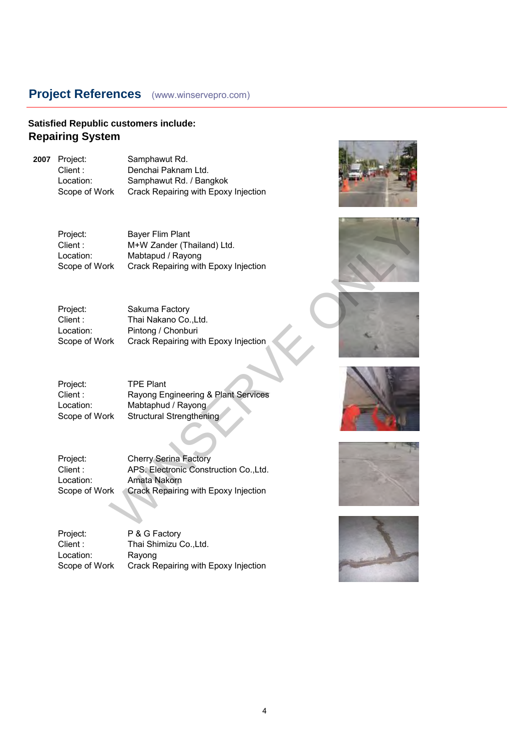## Project References (www.winservepro.com)

**Satisfied Republic customers include:**

### Repairing System

**2007**

| | | |
|---|---|---|
| Project: | Samphawut Rd. |
| Client : | Denchai Paknam Ltd. |
| Location: | Samphawut Rd. / Bangkok |
| Scope of Work | Crack Repairing with Epoxy Injection |

| | |
|---|---|
| Project: | Bayer Flim Plant |
| Client : | M+W Zander (Thailand) Ltd. |
| Location: | Mabtapud / Rayong |
| Scope of Work | Crack Repairing with Epoxy Injection |

| | |
|---|---|
| Project: | Sakuma Factory |
| Client : | Thai Nakano Co.,Ltd. |
| Location: | Pintong / Chonburi |
| Scope of Work | Crack Repairing with Epoxy Injection |

| | |
|---|---|
| Project: | TPE Plant |
| Client : | Rayong Engineering & Plant Services |
| Location: | Mabtaphud / Rayong |
| Scope of Work | Structural Strengthening |

| | |
|---|---|
| Project: | Cherry Serina Factory |
| Client : | APS. Electronic Construction Co.,Ltd. |
| Location: | Amata Nakorn |
| Scope of Work | Crack Repairing with Epoxy Injection |

| | |
|---|---|
| Project: | P & G Factory |
| Client : | Thai Shimizu Co.,Ltd. |
| Location: | Rayong |
| Scope of Work | Crack Repairing with Epoxy Injection |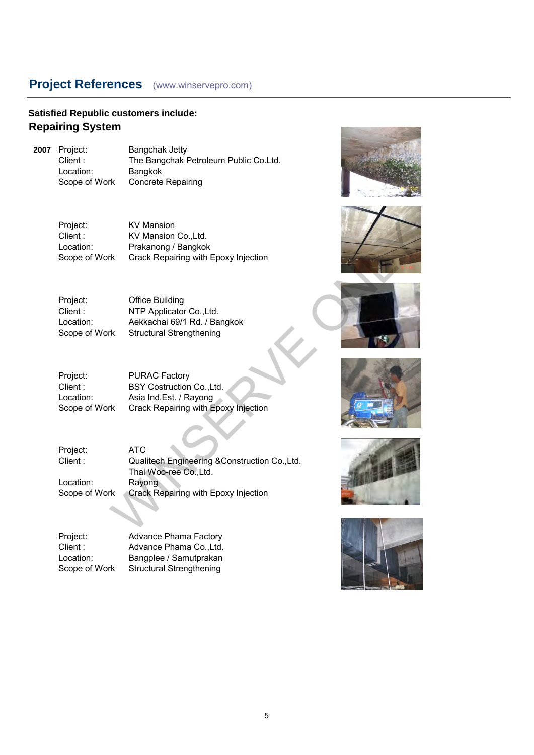## Project References (www.winservepro.com)

**Satisfied Republic customers include:**

### Repairing System

**2007**

| | |
|---|---|
| Project: | Bangchak Jetty |
| Client : | The Bangchak Petroleum Public Co.Ltd. |
| Location: | Bangkok |
| Scope of Work | Concrete Repairing |

| | |
|---|---|
| Project: | KV Mansion |
| Client : | KV Mansion Co.,Ltd. |
| Location: | Prakanong / Bangkok |
| Scope of Work | Crack Repairing with Epoxy Injection |

| | |
|---|---|
| Project: | Office Building |
| Client : | NTP Applicator Co.,Ltd. |
| Location: | Aekkachai 69/1 Rd. / Bangkok |
| Scope of Work | Structural Strengthening |

| | |
|---|---|
| Project: | PURAC Factory |
| Client : | BSY Costruction Co.,Ltd. |
| Location: | Asia Ind.Est. / Rayong |
| Scope of Work | Crack Repairing with Epoxy Injection |

| | |
|---|---|
| Project: | ATC |
| Client : | Qualitech Engineering &Construction Co.,Ltd. Thai Woo-ree Co.,Ltd. |
| Location: | Rayong |
| Scope of Work | Crack Repairing with Epoxy Injection |

| | |
|---|---|
| Project: | Advance Phama Factory |
| Client : | Advance Phama Co.,Ltd. |
| Location: | Bangplee / Samutprakan |
| Scope of Work | Structural Strengthening |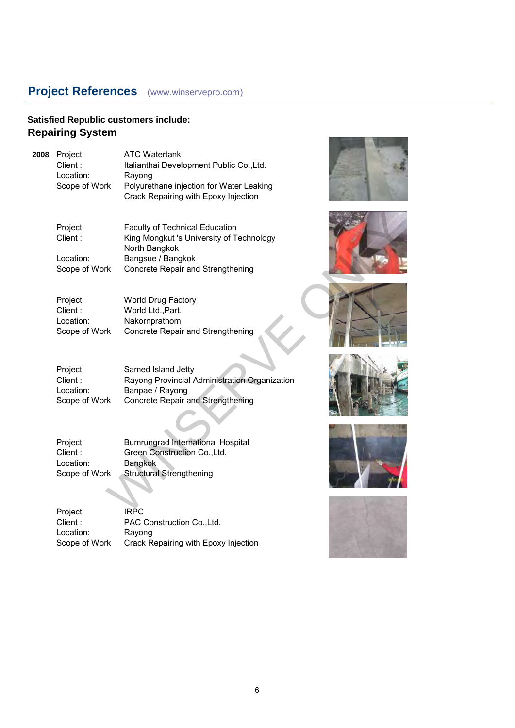## Project References (www.winservepro.com)

**Satisfied Republic customers include:**

### Repairing System

| | | |
|---|---|---|
| **2008** | Project: | ATC Watertank |
| | Client : | Italianthai Development Public Co.,Ltd. |
| | Location: | Rayong |
| | Scope of Work | Polyurethane injection for Water Leaking<br>Crack Repairing with Epoxy Injection |
| | Project: | Faculty of Technical Education |
| | Client : | King Mongkut 's University of Technology North Bangkok |
| | Location: | Bangsue / Bangkok |
| | Scope of Work | Concrete Repair and Strengthening |
| | Project: | World Drug Factory |
| | Client : | World Ltd.,Part. |
| | Location: | Nakornprathom |
| | Scope of Work | Concrete Repair and Strengthening |
| | Project: | Samed Island Jetty |
| | Client : | Rayong Provincial Administration Organization |
| | Location: | Banpae / Rayong |
| | Scope of Work | Concrete Repair and Strengthening |
| | Project: | Bumrungrad International Hospital |
| | Client : | Green Construction Co.,Ltd. |
| | Location: | Bangkok |
| | Scope of Work | Structural Strengthening |
| | Project: | IRPC |
| | Client : | PAC Construction Co.,Ltd. |
| | Location: | Rayong |
| | Scope of Work | Crack Repairing with Epoxy Injection |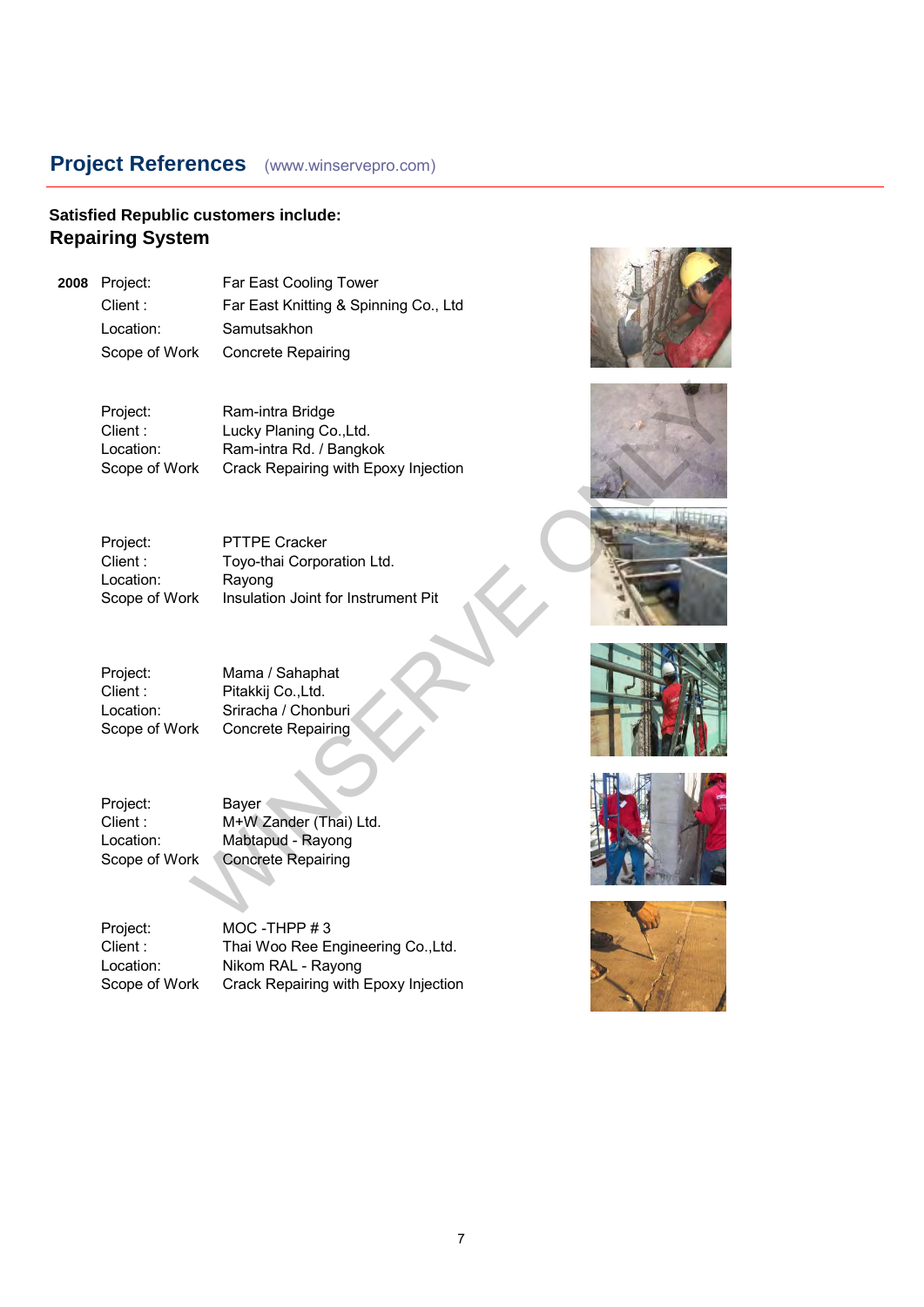## Project References (www.winservepro.com)

**Satisfied Republic customers include:**

### Repairing System

**2008**

| | |
|---|---|
| Project: | Far East Cooling Tower |
| Client : | Far East Knitting & Spinning Co., Ltd |
| Location: | Samutsakhon |
| Scope of Work | Concrete Repairing |

| | |
|---|---|
| Project: | Ram-intra Bridge |
| Client : | Lucky Planing Co.,Ltd. |
| Location: | Ram-intra Rd. / Bangkok |
| Scope of Work | Crack Repairing with Epoxy Injection |

| | |
|---|---|
| Project: | PTTPE Cracker |
| Client : | Toyo-thai Corporation Ltd. |
| Location: | Rayong |
| Scope of Work | Insulation Joint for Instrument Pit |

| | |
|---|---|
| Project: | Mama / Sahaphat |
| Client : | Pitakkij Co.,Ltd. |
| Location: | Sriracha / Chonburi |
| Scope of Work | Concrete Repairing |

| | |
|---|---|
| Project: | Bayer |
| Client : | M+W Zander (Thai) Ltd. |
| Location: | Mabtapud - Rayong |
| Scope of Work | Concrete Repairing |

| | |
|---|---|
| Project: | MOC -THPP # 3 |
| Client : | Thai Woo Ree Engineering Co.,Ltd. |
| Location: | Nikom RAL - Rayong |
| Scope of Work | Crack Repairing with Epoxy Injection |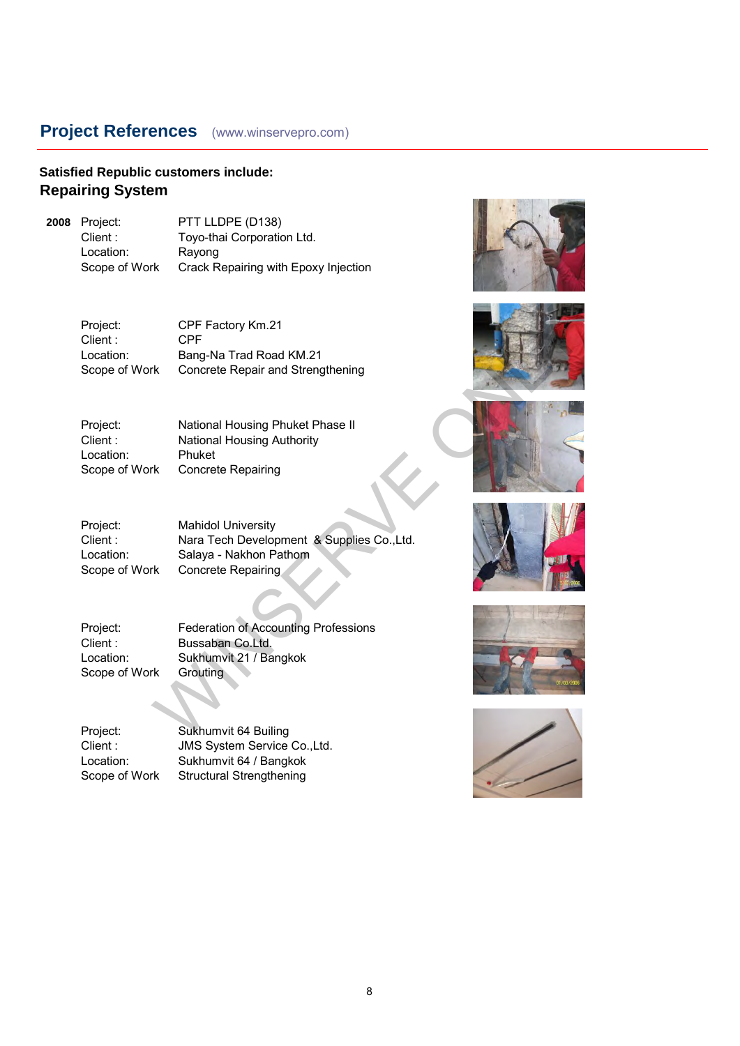## Project References (www.winservepro.com)

**Satisfied Republic customers include:**

### Repairing System

| | | |
|---|---|---|
| **2008** | Project: | PTT LLDPE (D138) |
| | Client : | Toyo-thai Corporation Ltd. |
| | Location: | Rayong |
| | Scope of Work | Crack Repairing with Epoxy Injection |
| | Project: | CPF Factory Km.21 |
| | Client : | CPF |
| | Location: | Bang-Na Trad Road KM.21 |
| | Scope of Work | Concrete Repair and Strengthening |
| | Project: | National Housing Phuket Phase II |
| | Client : | National Housing Authority |
| | Location: | Phuket |
| | Scope of Work | Concrete Repairing |
| | Project: | Mahidol University |
| | Client : | Nara Tech Development & Supplies Co.,Ltd. |
| | Location: | Salaya - Nakhon Pathom |
| | Scope of Work | Concrete Repairing |
| | Project: | Federation of Accounting Professions |
| | Client : | Bussaban Co.Ltd. |
| | Location: | Sukhumvit 21 / Bangkok |
| | Scope of Work | Grouting |
| | Project: | Sukhumvit 64 Builing |
| | Client : | JMS System Service Co.,Ltd. |
| | Location: | Sukhumvit 64 / Bangkok |
| | Scope of Work | Structural Strengthening |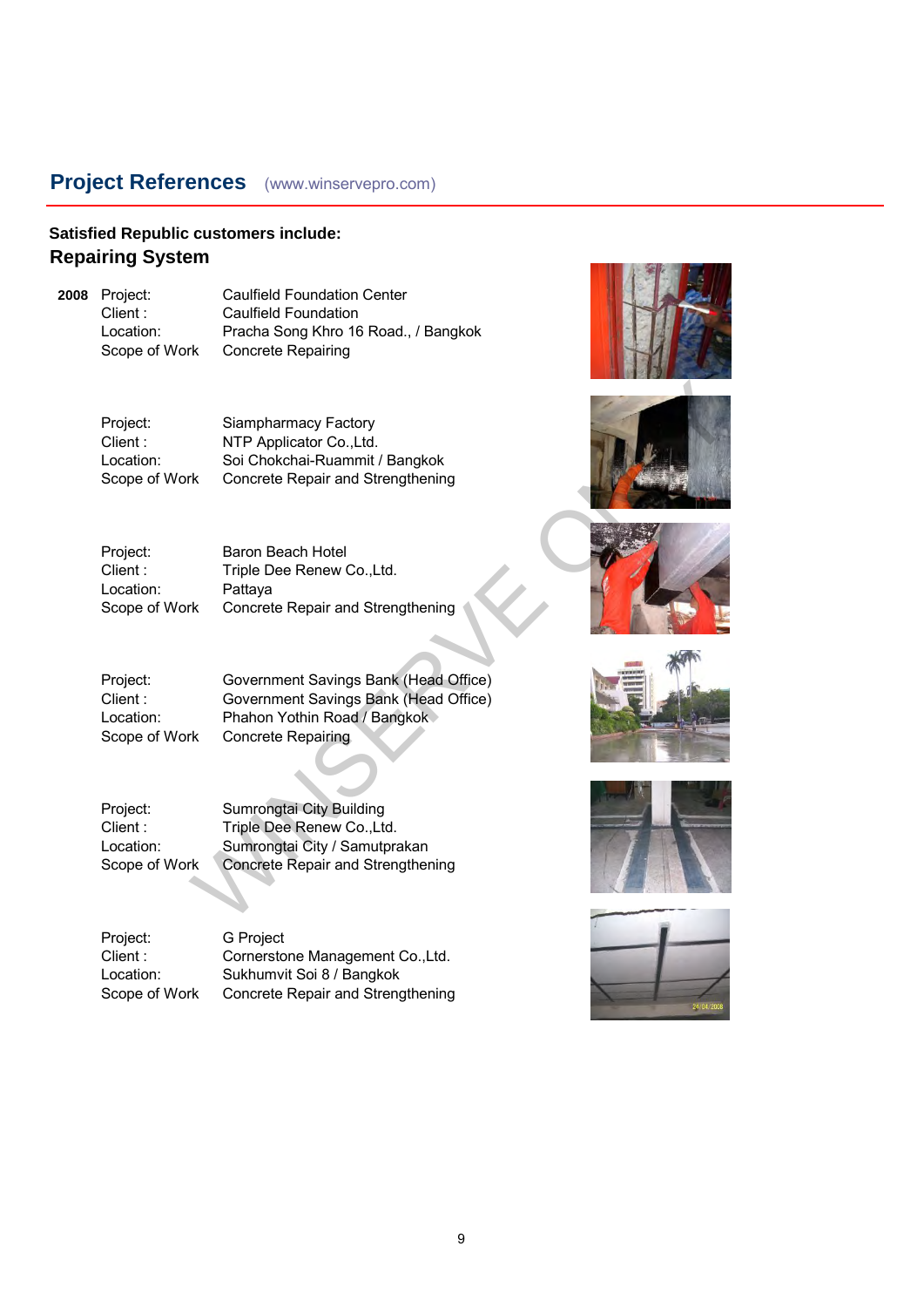## Project References (www.winservepro.com)

**Satisfied Republic customers include:**

### Repairing System

**2008**

| | | |
|---|---|---|
| **2008** | Project: | Caulfield Foundation Center |
| | Client : | Caulfield Foundation |
| | Location: | Pracha Song Khro 16 Road., / Bangkok |
| | Scope of Work | Concrete Repairing |
| | Project: | Siampharmacy Factory |
| | Client : | NTP Applicator Co.,Ltd. |
| | Location: | Soi Chokchai-Ruammit / Bangkok |
| | Scope of Work | Concrete Repair and Strengthening |
| | Project: | Baron Beach Hotel |
| | Client : | Triple Dee Renew Co.,Ltd. |
| | Location: | Pattaya |
| | Scope of Work | Concrete Repair and Strengthening |
| | Project: | Government Savings Bank (Head Office) |
| | Client : | Government Savings Bank (Head Office) |
| | Location: | Phahon Yothin Road / Bangkok |
| | Scope of Work | Concrete Repairing |
| | Project: | Sumrongtai City Building |
| | Client : | Triple Dee Renew Co.,Ltd. |
| | Location: | Sumrongtai City / Samutprakan |
| | Scope of Work | Concrete Repair and Strengthening |
| | Project: | G Project |
| | Client : | Cornerstone Management Co.,Ltd. |
| | Location: | Sukhumvit Soi 8 / Bangkok |
| | Scope of Work | Concrete Repair and Strengthening |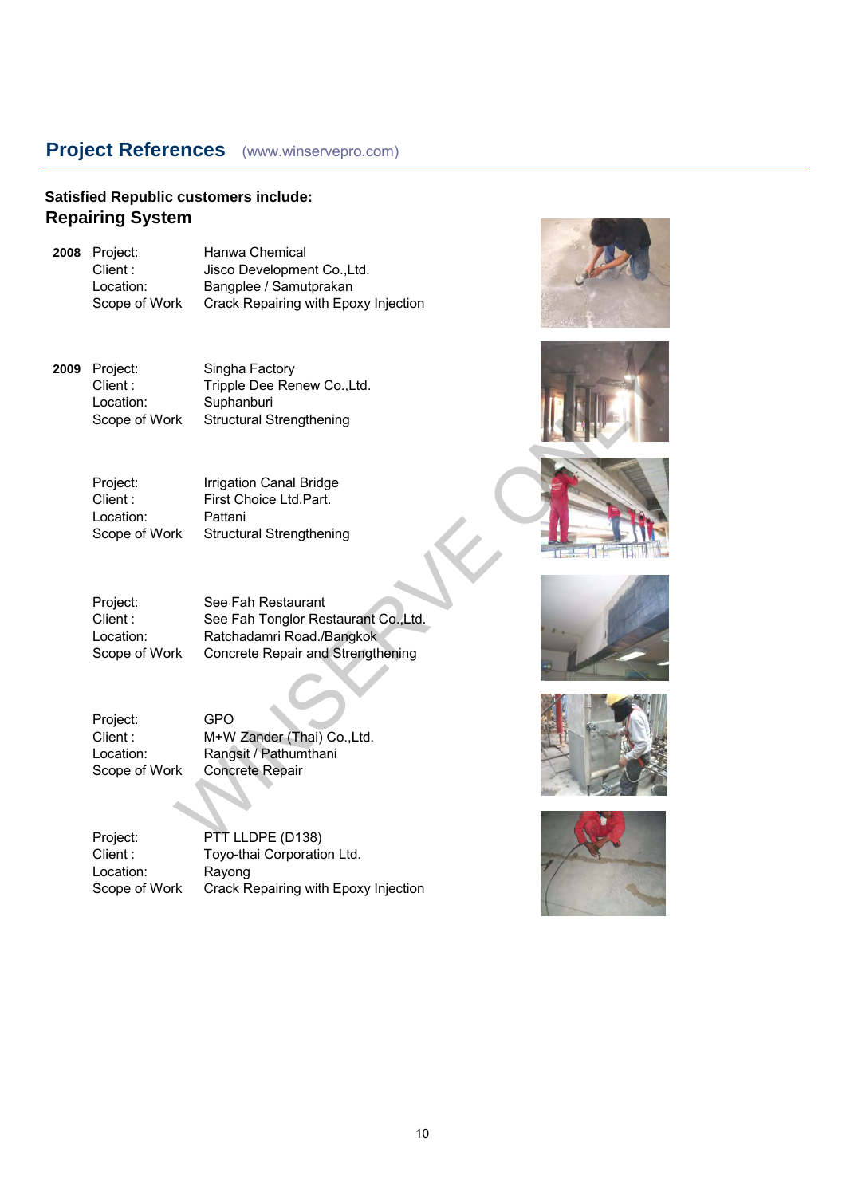## Project References (www.winservepro.com)

**Satisfied Republic customers include:**

### Repairing System

**2008**

| | | |
|---|---|---|
| Project: | Hanwa Chemical |
| Client : | Jisco Development Co.,Ltd. |
| Location: | Bangplee / Samutprakan |
| Scope of Work | Crack Repairing with Epoxy Injection |

**2009**

| | |
|---|---|
| Project: | Singha Factory |
| Client : | Tripple Dee Renew Co.,Ltd. |
| Location: | Suphanburi |
| Scope of Work | Structural Strengthening |

| | |
|---|---|
| Project: | Irrigation Canal Bridge |
| Client : | First Choice Ltd.Part. |
| Location: | Pattani |
| Scope of Work | Structural Strengthening |

| | |
|---|---|
| Project: | See Fah Restaurant |
| Client : | See Fah Tonglor Restaurant Co.,Ltd. |
| Location: | Ratchadamri Road./Bangkok |
| Scope of Work | Concrete Repair and Strengthening |

| | |
|---|---|
| Project: | GPO |
| Client : | M+W Zander (Thai) Co.,Ltd. |
| Location: | Rangsit / Pathumthani |
| Scope of Work | Concrete Repair |

| | |
|---|---|
| Project: | PTT LLDPE (D138) |
| Client : | Toyo-thai Corporation Ltd. |
| Location: | Rayong |
| Scope of Work | Crack Repairing with Epoxy Injection |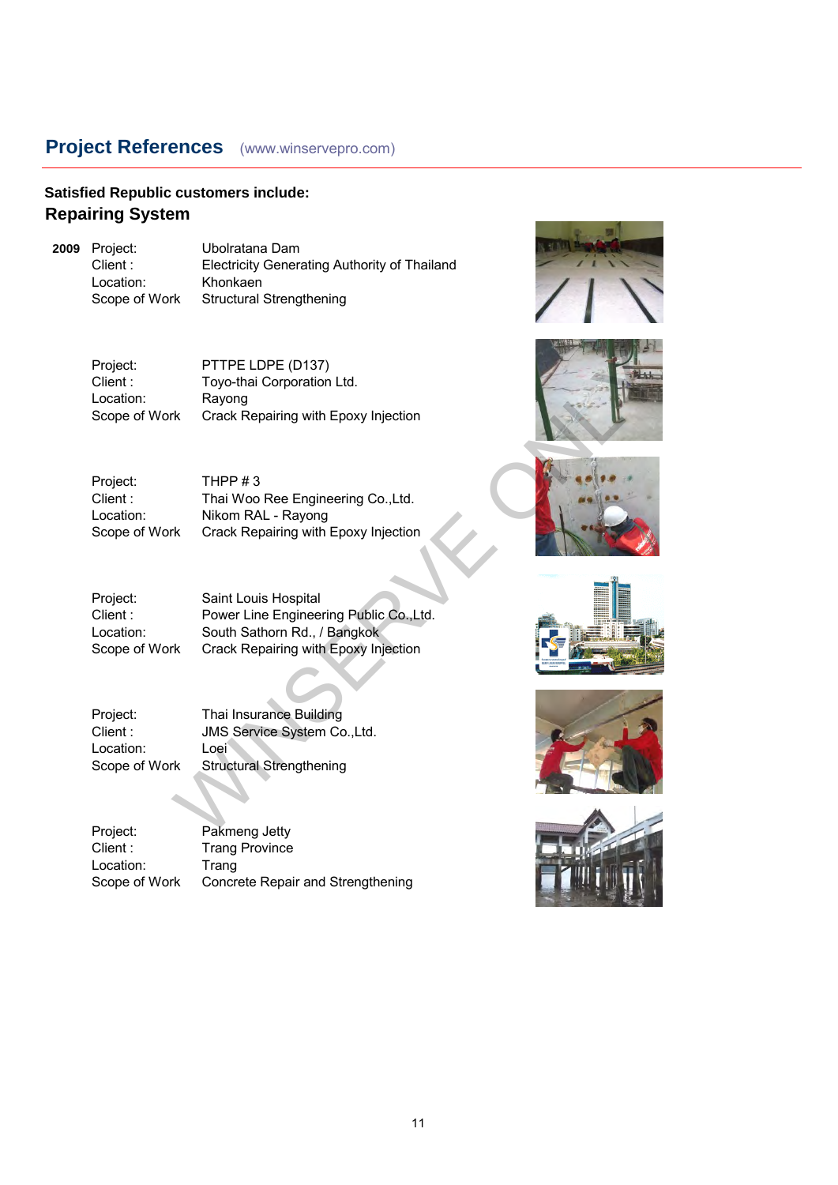## Project References (www.winservepro.com)

**Satisfied Republic customers include:**

### Repairing System

**2009**

Project: Ubolratana Dam
Client : Electricity Generating Authority of Thailand
Location: Khonkaen
Scope of Work Structural Strengthening

Project: PTTPE LDPE (D137)
Client : Toyo-thai Corporation Ltd.
Location: Rayong
Scope of Work Crack Repairing with Epoxy Injection

Project: THPP # 3
Client : Thai Woo Ree Engineering Co.,Ltd.
Location: Nikom RAL - Rayong
Scope of Work Crack Repairing with Epoxy Injection

Project: Saint Louis Hospital
Client : Power Line Engineering Public Co.,Ltd.
Location: South Sathorn Rd., / Bangkok
Scope of Work Crack Repairing with Epoxy Injection

Project: Thai Insurance Building
Client : JMS Service System Co.,Ltd.
Location: Loei
Scope of Work Structural Strengthening

Project: Pakmeng Jetty
Client : Trang Province
Location: Trang
Scope of Work Concrete Repair and Strengthening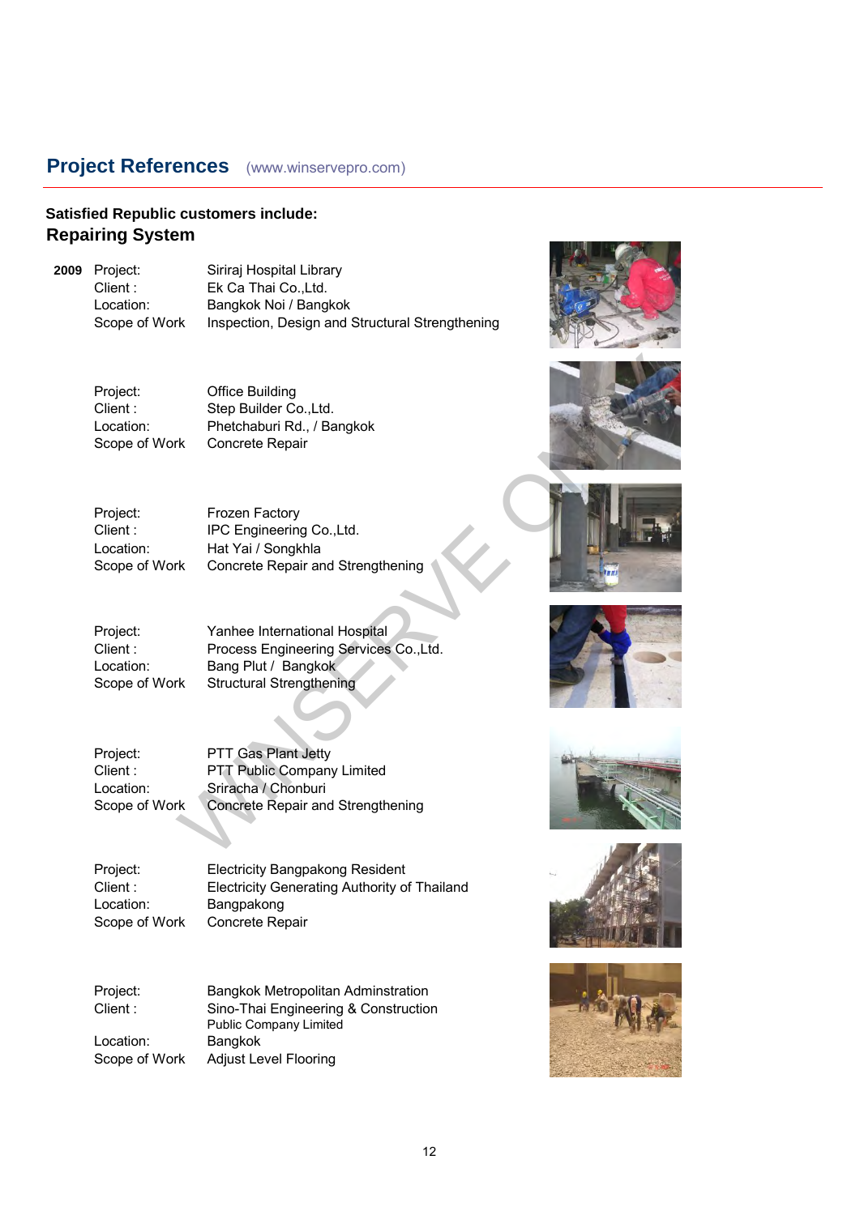## Project References (www.winservepro.com)

**Satisfied Republic customers include:**

### Repairing System

**2009**

| | |
|---|---|
| Project: | Siriraj Hospital Library |
| Client : | Ek Ca Thai Co.,Ltd. |
| Location: | Bangkok Noi / Bangkok |
| Scope of Work | Inspection, Design and Structural Strengthening |

| | |
|---|---|
| Project: | Office Building |
| Client : | Step Builder Co.,Ltd. |
| Location: | Phetchaburi Rd., / Bangkok |
| Scope of Work | Concrete Repair |

| | |
|---|---|
| Project: | Frozen Factory |
| Client : | IPC Engineering Co.,Ltd. |
| Location: | Hat Yai / Songkhla |
| Scope of Work | Concrete Repair and Strengthening |

| | |
|---|---|
| Project: | Yanhee International Hospital |
| Client : | Process Engineering Services Co.,Ltd. |
| Location: | Bang Plut / Bangkok |
| Scope of Work | Structural Strengthening |

| | |
|---|---|
| Project: | PTT Gas Plant Jetty |
| Client : | PTT Public Company Limited |
| Location: | Sriracha / Chonburi |
| Scope of Work | Concrete Repair and Strengthening |

| | |
|---|---|
| Project: | Electricity Bangpakong Resident |
| Client : | Electricity Generating Authority of Thailand |
| Location: | Bangpakong |
| Scope of Work | Concrete Repair |

| | |
|---|---|
| Project: | Bangkok Metropolitan Adminstration |
| Client : | Sino-Thai Engineering & Construction Public Company Limited |
| Location: | Bangkok |
| Scope of Work | Adjust Level Flooring |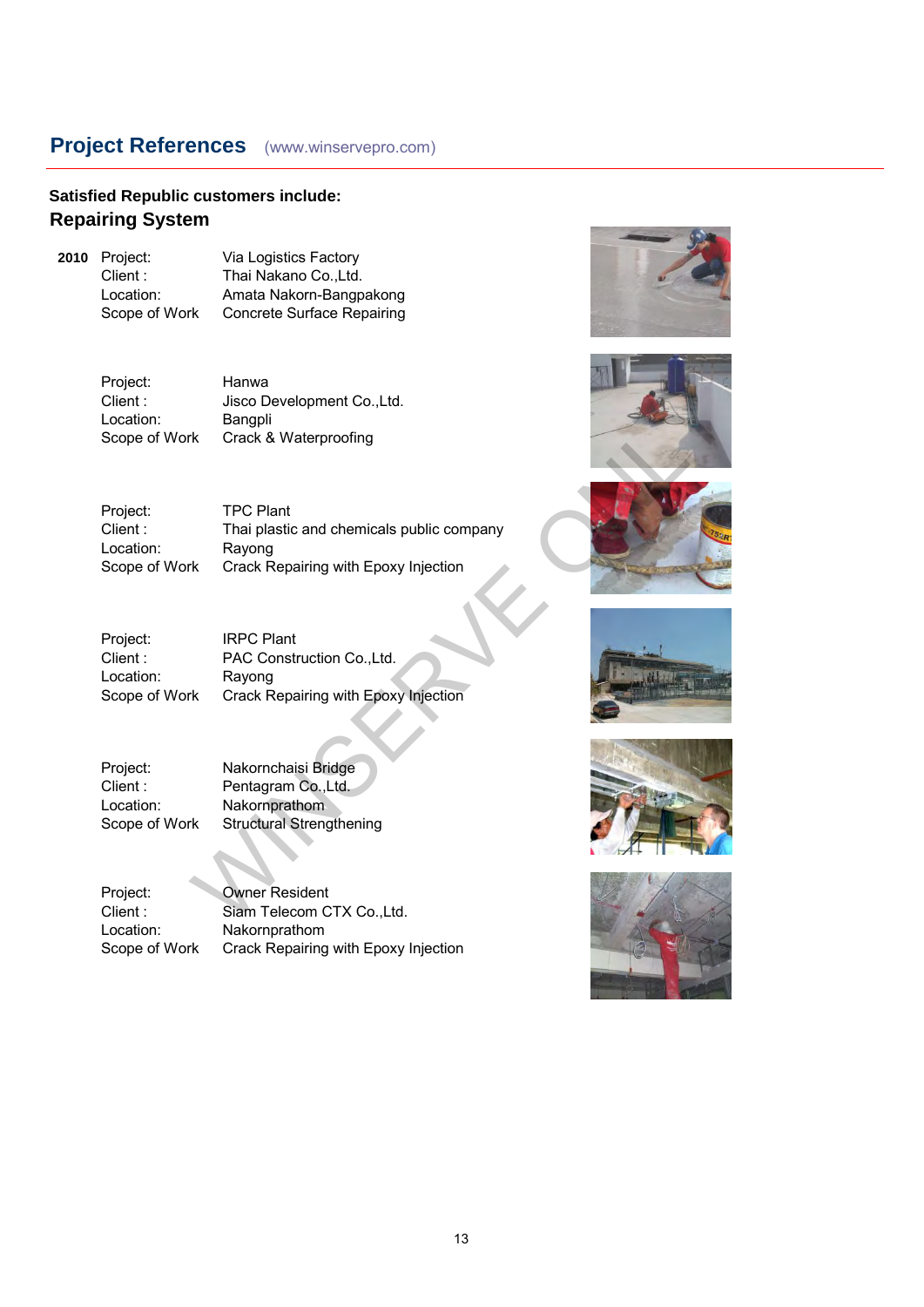## Project References (www.winservepro.com)

**Satisfied Republic customers include:**

### Repairing System

**2010**

| | | |
|---|---|---|
| **2010** | Project: | Via Logistics Factory |
| | Client : | Thai Nakano Co.,Ltd. |
| | Location: | Amata Nakorn-Bangpakong |
| | Scope of Work | Concrete Surface Repairing |
| | | |
| | Project: | Hanwa |
| | Client : | Jisco Development Co.,Ltd. |
| | Location: | Bangpli |
| | Scope of Work | Crack & Waterproofing |
| | | |
| | Project: | TPC Plant |
| | Client : | Thai plastic and chemicals public company |
| | Location: | Rayong |
| | Scope of Work | Crack Repairing with Epoxy Injection |
| | | |
| | Project: | IRPC Plant |
| | Client : | PAC Construction Co.,Ltd. |
| | Location: | Rayong |
| | Scope of Work | Crack Repairing with Epoxy Injection |
| | | |
| | Project: | Nakornchaisi Bridge |
| | Client : | Pentagram Co.,Ltd. |
| | Location: | Nakornprathom |
| | Scope of Work | Structural Strengthening |
| | | |
| | Project: | Owner Resident |
| | Client : | Siam Telecom CTX Co.,Ltd. |
| | Location: | Nakornprathom |
| | Scope of Work | Crack Repairing with Epoxy Injection |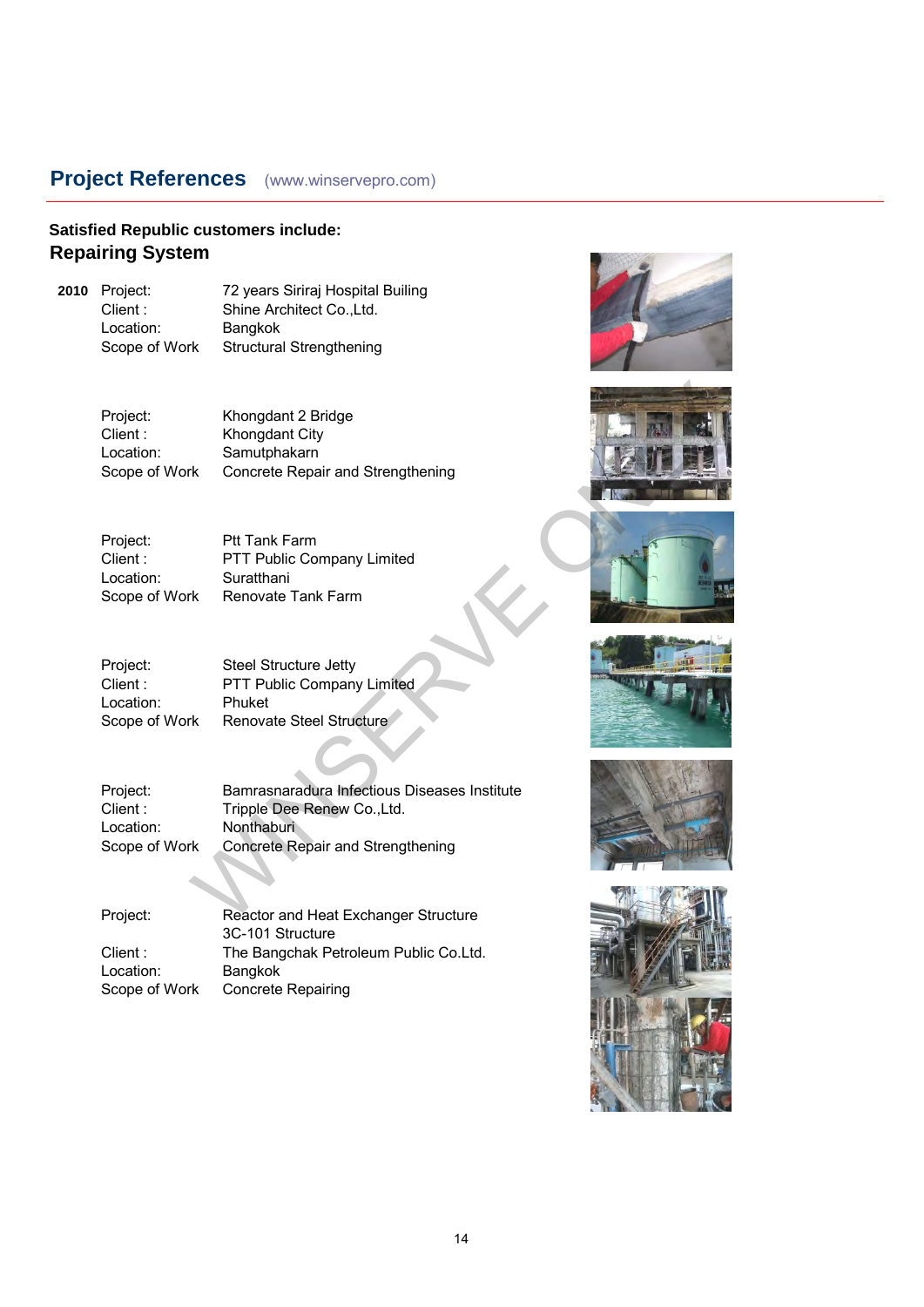## Project References (www.winservepro.com)

**Satisfied Republic customers include:**

### Repairing System

**2010**

| | | |
|---|---|---|
| | Project: | 72 years Siriraj Hospital Builing |
| | Client : | Shine Architect Co.,Ltd. |
| | Location: | Bangkok |
| | Scope of Work | Structural Strengthening |

| | |
|---|---|
| Project: | Khongdant 2 Bridge |
| Client : | Khongdant City |
| Location: | Samutphakarn |
| Scope of Work | Concrete Repair and Strengthening |

| | |
|---|---|
| Project: | Ptt Tank Farm |
| Client : | PTT Public Company Limited |
| Location: | Suratthani |
| Scope of Work | Renovate Tank Farm |

| | |
|---|---|
| Project: | Steel Structure Jetty |
| Client : | PTT Public Company Limited |
| Location: | Phuket |
| Scope of Work | Renovate Steel Structure |

| | |
|---|---|
| Project: | Bamrasnaradura Infectious Diseases Institute |
| Client : | Tripple Dee Renew Co.,Ltd. |
| Location: | Nonthaburi |
| Scope of Work | Concrete Repair and Strengthening |

| | |
|---|---|
| Project: | Reactor and Heat Exchanger Structure 3C-101 Structure |
| Client : | The Bangchak Petroleum Public Co.Ltd. |
| Location: | Bangkok |
| Scope of Work | Concrete Repairing |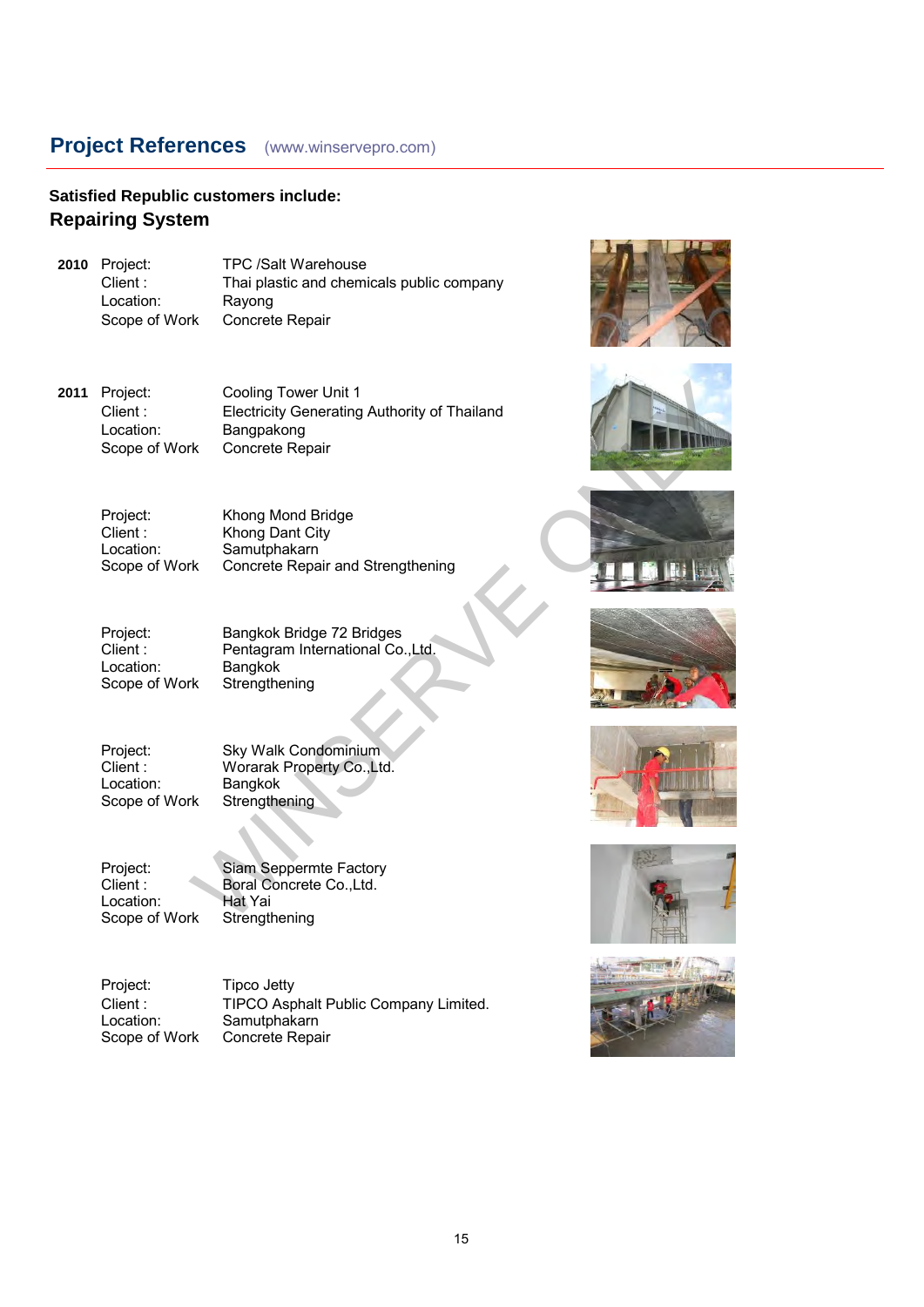## Project References (www.winservepro.com)

**Satisfied Republic customers include:**

### Repairing System

| Year | | |
|---|---|---|
| 2010 | Project: | TPC /Salt Warehouse |
| | Client : | Thai plastic and chemicals public company |
| | Location: | Rayong |
| | Scope of Work | Concrete Repair |
| 2011 | Project: | Cooling Tower Unit 1 |
| | Client : | Electricity Generating Authority of Thailand |
| | Location: | Bangpakong |
| | Scope of Work | Concrete Repair |
| | Project: | Khong Mond Bridge |
| | Client : | Khong Dant City |
| | Location: | Samutphakarn |
| | Scope of Work | Concrete Repair and Strengthening |
| | Project: | Bangkok Bridge 72 Bridges |
| | Client : | Pentagram International Co.,Ltd. |
| | Location: | Bangkok |
| | Scope of Work | Strengthening |
| | Project: | Sky Walk Condominium |
| | Client : | Worarak Property Co.,Ltd. |
| | Location: | Bangkok |
| | Scope of Work | Strengthening |
| | Project: | Siam Seppermte Factory |
| | Client : | Boral Concrete Co.,Ltd. |
| | Location: | Hat Yai |
| | Scope of Work | Strengthening |
| | Project: | Tipco Jetty |
| | Client : | TIPCO Asphalt Public Company Limited. |
| | Location: | Samutphakarn |
| | Scope of Work | Concrete Repair |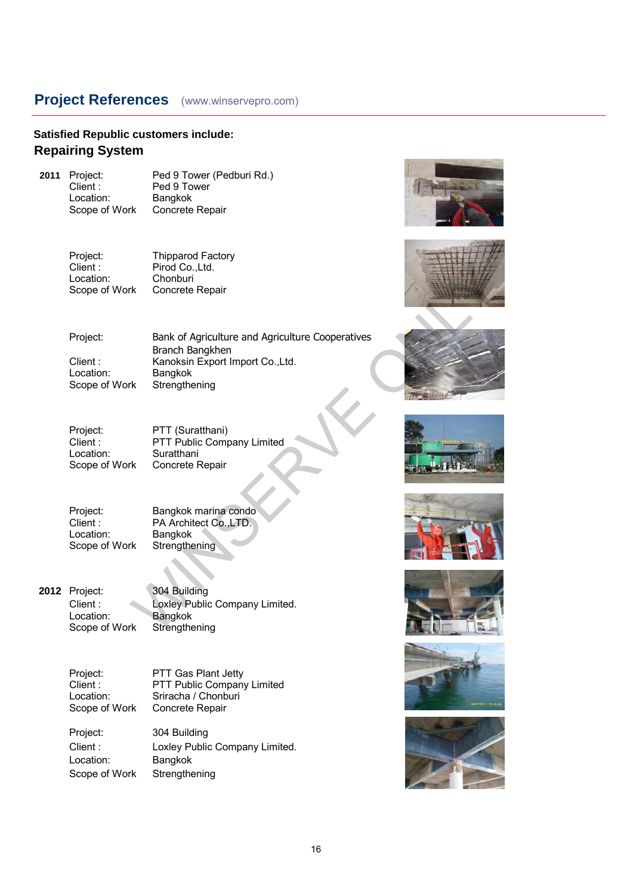## Project References (www.winservepro.com)

**Satisfied Republic customers include:**

### Repairing System

| Year | | |
|---|---|---|
| **2011** | Project: | Ped 9 Tower (Pedburi Rd.) |
| | Client : | Ped 9 Tower |
| | Location: | Bangkok |
| | Scope of Work | Concrete Repair |
| | Project: | Thipparod Factory |
| | Client : | Pirod Co.,Ltd. |
| | Location: | Chonburi |
| | Scope of Work | Concrete Repair |
| | Project: | Bank of Agriculture and Agriculture Cooperatives Branch Bangkhen |
| | Client : | Kanoksin Export Import Co.,Ltd. |
| | Location: | Bangkok |
| | Scope of Work | Strengthening |
| | Project: | PTT (Suratthani) |
| | Client : | PTT Public Company Limited |
| | Location: | Suratthani |
| | Scope of Work | Concrete Repair |
| | Project: | Bangkok marina condo |
| | Client : | PA Architect Co.,LTD. |
| | Location: | Bangkok |
| | Scope of Work | Strengthening |
| **2012** | Project: | 304 Building |
| | Client : | Loxley Public Company Limited. |
| | Location: | Bangkok |
| | Scope of Work | Strengthening |
| | Project: | PTT Gas Plant Jetty |
| | Client : | PTT Public Company Limited |
| | Location: | Sriracha / Chonburi |
| | Scope of Work | Concrete Repair |
| | Project: | 304 Building |
| | Client : | Loxley Public Company Limited. |
| | Location: | Bangkok |
| | Scope of Work | Strengthening |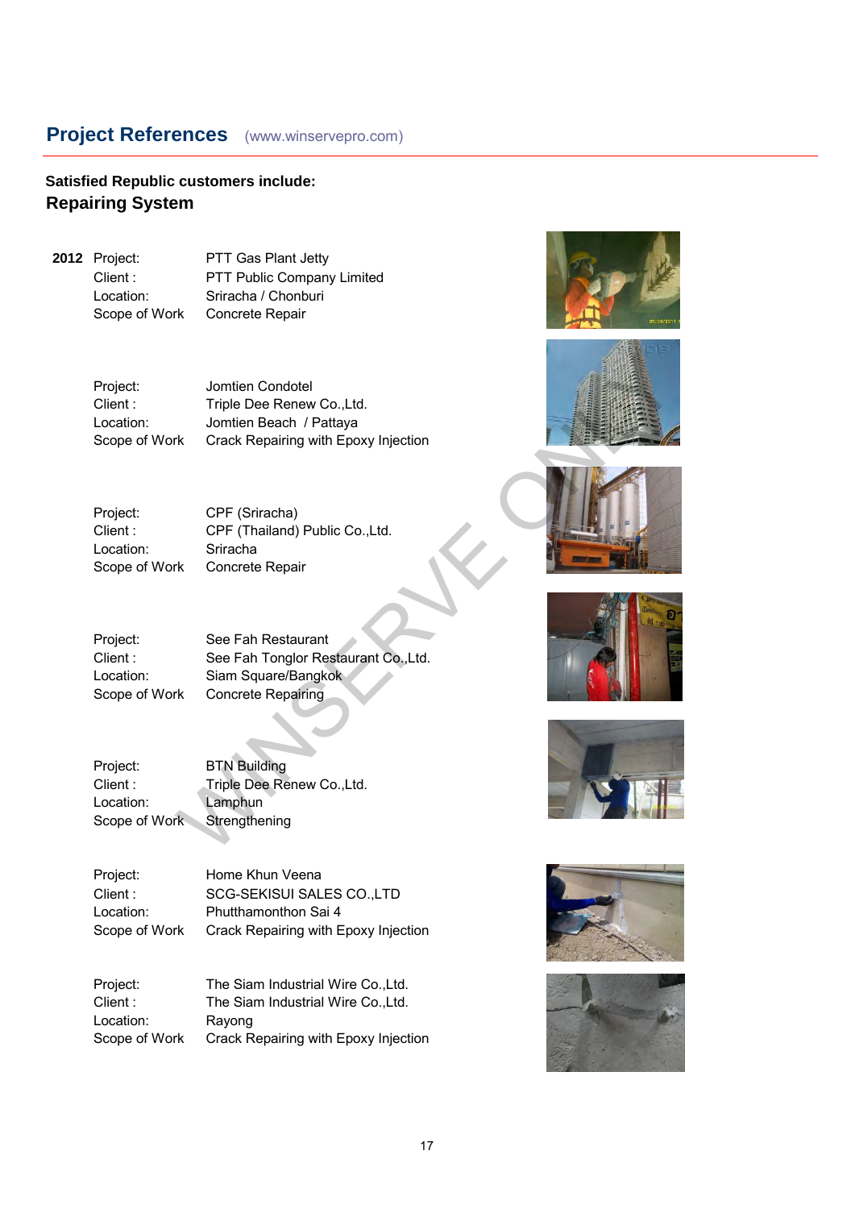## Project References (www.winservepro.com)

**Satisfied Republic customers include:**

### Repairing System

| | | |
|---|---|---|
| **2012** | Project: | PTT Gas Plant Jetty |
| | Client : | PTT Public Company Limited |
| | Location: | Sriracha / Chonburi |
| | Scope of Work | Concrete Repair |
| | Project: | Jomtien Condotel |
| | Client : | Triple Dee Renew Co.,Ltd. |
| | Location: | Jomtien Beach / Pattaya |
| | Scope of Work | Crack Repairing with Epoxy Injection |
| | Project: | CPF (Sriracha) |
| | Client : | CPF (Thailand) Public Co.,Ltd. |
| | Location: | Sriracha |
| | Scope of Work | Concrete Repair |
| | Project: | See Fah Restaurant |
| | Client : | See Fah Tonglor Restaurant Co.,Ltd. |
| | Location: | Siam Square/Bangkok |
| | Scope of Work | Concrete Repairing |
| | Project: | BTN Building |
| | Client : | Triple Dee Renew Co.,Ltd. |
| | Location: | Lamphun |
| | Scope of Work | Strengthening |
| | Project: | Home Khun Veena |
| | Client : | SCG-SEKISUI SALES CO.,LTD |
| | Location: | Phutthamonthon Sai 4 |
| | Scope of Work | Crack Repairing with Epoxy Injection |
| | Project: | The Siam Industrial Wire Co.,Ltd. |
| | Client : | The Siam Industrial Wire Co.,Ltd. |
| | Location: | Rayong |
| | Scope of Work | Crack Repairing with Epoxy Injection |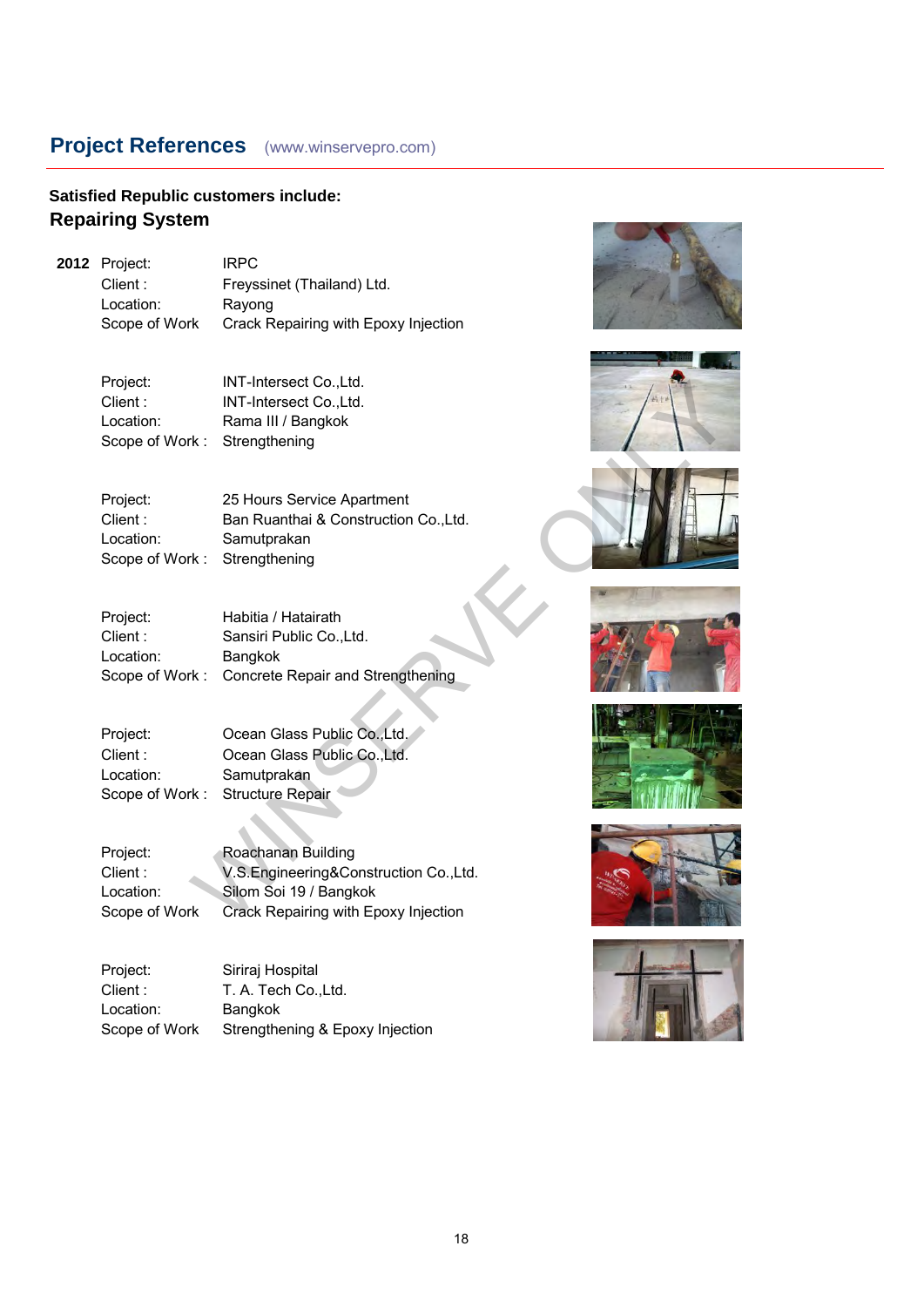## Project References (www.winservepro.com)

**Satisfied Republic customers include:**

### Repairing System

**2012**

| | | |
|---|---|---|
| **2012** | Project: | IRPC |
| | Client : | Freyssinet (Thailand) Ltd. |
| | Location: | Rayong |
| | Scope of Work | Crack Repairing with Epoxy Injection |
| | Project: | INT-Intersect Co.,Ltd. |
| | Client : | INT-Intersect Co.,Ltd. |
| | Location: | Rama III / Bangkok |
| | Scope of Work : | Strengthening |
| | Project: | 25 Hours Service Apartment |
| | Client : | Ban Ruanthai & Construction Co.,Ltd. |
| | Location: | Samutprakan |
| | Scope of Work : | Strengthening |
| | Project: | Habitia / Hatairath |
| | Client : | Sansiri Public Co.,Ltd. |
| | Location: | Bangkok |
| | Scope of Work : | Concrete Repair and Strengthening |
| | Project: | Ocean Glass Public Co.,Ltd. |
| | Client : | Ocean Glass Public Co.,Ltd. |
| | Location: | Samutprakan |
| | Scope of Work : | Structure Repair |
| | Project: | Roachanan Building |
| | Client : | V.S.Engineering&Construction Co.,Ltd. |
| | Location: | Silom Soi 19 / Bangkok |
| | Scope of Work | Crack Repairing with Epoxy Injection |
| | Project: | Siriraj Hospital |
| | Client : | T. A. Tech Co.,Ltd. |
| | Location: | Bangkok |
| | Scope of Work | Strengthening & Epoxy Injection |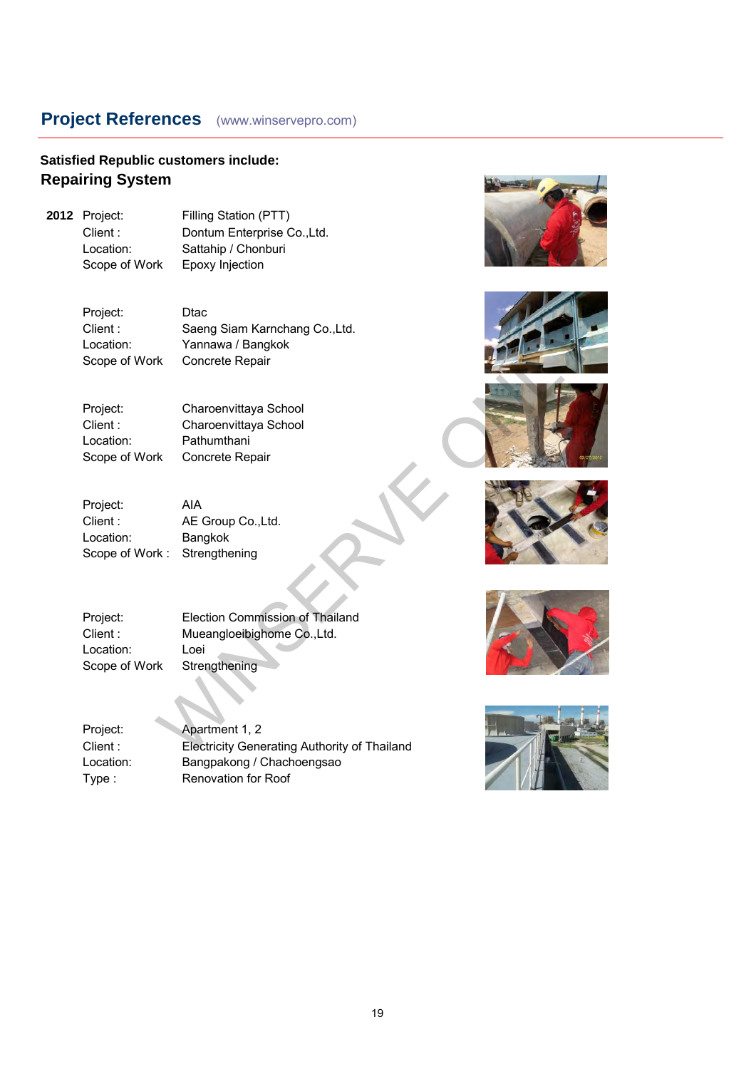## Project References (www.winservepro.com)

**Satisfied Republic customers include:**

### Repairing System

| | | |
|---|---|---|
| **2012** | Project: | Filling Station (PTT) |
| | Client : | Dontum Enterprise Co.,Ltd. |
| | Location: | Sattahip / Chonburi |
| | Scope of Work | Epoxy Injection |
| | Project: | Dtac |
| | Client : | Saeng Siam Karnchang Co.,Ltd. |
| | Location: | Yannawa / Bangkok |
| | Scope of Work | Concrete Repair |
| | Project: | Charoenvittaya School |
| | Client : | Charoenvittaya School |
| | Location: | Pathumthani |
| | Scope of Work | Concrete Repair |
| | Project: | AIA |
| | Client : | AE Group Co.,Ltd. |
| | Location: | Bangkok |
| | Scope of Work : | Strengthening |
| | Project: | Election Commission of Thailand |
| | Client : | Mueangloeibighome Co.,Ltd. |
| | Location: | Loei |
| | Scope of Work | Strengthening |
| | Project: | Apartment 1, 2 |
| | Client : | Electricity Generating Authority of Thailand |
| | Location: | Bangpakong / Chachoengsao |
| | Type : | Renovation for Roof |